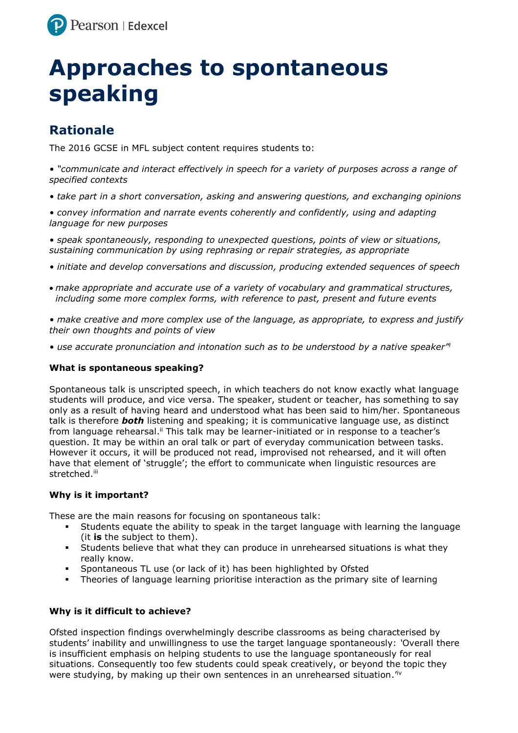# Approaches to spontaneous speaking

## Rationale

The 2016 GCSE in MFL subject content requires students to:

- *"communicate and interact effectively in speech for a variety of purposes across a range of specified contexts*
- *take part in a short conversation, asking and answering questions, and exchanging opinions*
- *convey information and narrate events coherently and confidently, using and adapting language for new purposes*
- *speak spontaneously, responding to unexpected questions, points of view or situations, sustaining communication by using rephrasing or repair strategies, as appropriate*
- *initiate and develop conversations and discussion, producing extended sequences of speech*
- *make appropriate and accurate use of a variety of vocabulary and grammatical structures, including some more complex forms, with reference to past, present and future events*
- *make creative and more complex use of the language, as appropriate, to express and justify their own thoughts and points of view*
- *use accurate pronunciation and intonation such as to be understood by a native speaker"*[i]

**What is spontaneous speaking?**

Spontaneous talk is unscripted speech, in which teachers do not know exactly what language students will produce, and vice versa. The speaker, student or teacher, has something to say only as a result of having heard and understood what has been said to him/her. Spontaneous talk is therefore ***both*** listening and speaking; it is communicative language use, as distinct from language rehearsal.[ii] This talk may be learner-initiated or in response to a teacher's question. It may be within an oral talk or part of everyday communication between tasks. However it occurs, it will be produced not read, improvised not rehearsed, and it will often have that element of 'struggle'; the effort to communicate when linguistic resources are stretched.[iii]

**Why is it important?**

These are the main reasons for focusing on spontaneous talk:

- Students equate the ability to speak in the target language with learning the language (it **is** the subject to them).
- Students believe that what they can produce in unrehearsed situations is what they really know.
- Spontaneous TL use (or lack of it) has been highlighted by Ofsted
- Theories of language learning prioritise interaction as the primary site of learning

**Why is it difficult to achieve?**

Ofsted inspection findings overwhelmingly describe classrooms as being characterised by students' inability and unwillingness to use the target language spontaneously: 'Overall there is insufficient emphasis on helping students to use the language spontaneously for real situations. Consequently too few students could speak creatively, or beyond the topic they were studying, by making up their own sentences in an unrehearsed situation.'[iv]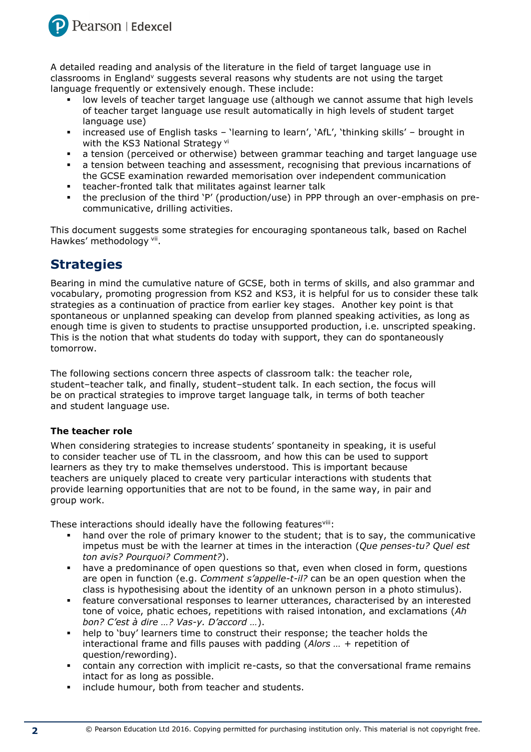A detailed reading and analysis of the literature in the field of target language use in classrooms in England[v] suggests several reasons why students are not using the target language frequently or extensively enough. These include:

- low levels of teacher target language use (although we cannot assume that high levels of teacher target language use result automatically in high levels of student target language use)
- increased use of English tasks – 'learning to learn', 'AfL', 'thinking skills' – brought in with the KS3 National Strategy [vi]
- a tension (perceived or otherwise) between grammar teaching and target language use
- a tension between teaching and assessment, recognising that previous incarnations of the GCSE examination rewarded memorisation over independent communication
- teacher-fronted talk that militates against learner talk
- the preclusion of the third 'P' (production/use) in PPP through an over-emphasis on pre-communicative, drilling activities.

This document suggests some strategies for encouraging spontaneous talk, based on Rachel Hawkes' methodology [vii].

## Strategies

Bearing in mind the cumulative nature of GCSE, both in terms of skills, and also grammar and vocabulary, promoting progression from KS2 and KS3, it is helpful for us to consider these talk strategies as a continuation of practice from earlier key stages. Another key point is that spontaneous or unplanned speaking can develop from planned speaking activities, as long as enough time is given to students to practise unsupported production, i.e. unscripted speaking. This is the notion that what students do today with support, they can do spontaneously tomorrow.

The following sections concern three aspects of classroom talk: the teacher role, student–teacher talk, and finally, student–student talk. In each section, the focus will be on practical strategies to improve target language talk, in terms of both teacher and student language use.

### The teacher role

When considering strategies to increase students' spontaneity in speaking, it is useful to consider teacher use of TL in the classroom, and how this can be used to support learners as they try to make themselves understood. This is important because teachers are uniquely placed to create very particular interactions with students that provide learning opportunities that are not to be found, in the same way, in pair and group work.

These interactions should ideally have the following features[viii]:

- hand over the role of primary knower to the student; that is to say, the communicative impetus must be with the learner at times in the interaction (*Que penses-tu? Quel est ton avis? Pourquoi? Comment?*).
- have a predominance of open questions so that, even when closed in form, questions are open in function (e.g. *Comment s'appelle-t-il?* can be an open question when the class is hypothesising about the identity of an unknown person in a photo stimulus).
- feature conversational responses to learner utterances, characterised by an interested tone of voice, phatic echoes, repetitions with raised intonation, and exclamations (*Ah bon? C'est à dire …? Vas-y. D'accord …*).
- help to 'buy' learners time to construct their response; the teacher holds the interactional frame and fills pauses with padding (*Alors …* + repetition of question/rewording).
- contain any correction with implicit re-casts, so that the conversational frame remains intact for as long as possible.
- include humour, both from teacher and students.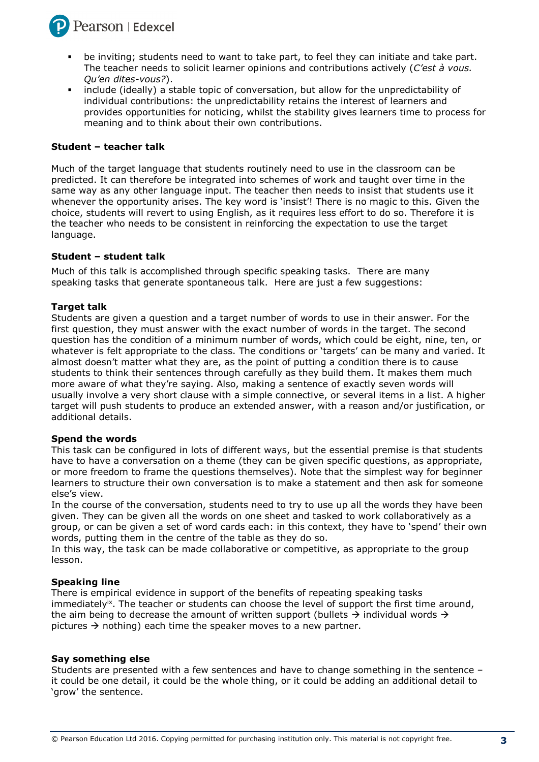- be inviting; students need to want to take part, to feel they can initiate and take part. The teacher needs to solicit learner opinions and contributions actively (*C'est à vous. Qu'en dites-vous?*).
- include (ideally) a stable topic of conversation, but allow for the unpredictability of individual contributions: the unpredictability retains the interest of learners and provides opportunities for noticing, whilst the stability gives learners time to process for meaning and to think about their own contributions.

**Student – teacher talk**

Much of the target language that students routinely need to use in the classroom can be predicted. It can therefore be integrated into schemes of work and taught over time in the same way as any other language input. The teacher then needs to insist that students use it whenever the opportunity arises. The key word is 'insist'! There is no magic to this. Given the choice, students will revert to using English, as it requires less effort to do so. Therefore it is the teacher who needs to be consistent in reinforcing the expectation to use the target language.

**Student – student talk**

Much of this talk is accomplished through specific speaking tasks. There are many speaking tasks that generate spontaneous talk. Here are just a few suggestions:

**Target talk**
Students are given a question and a target number of words to use in their answer. For the first question, they must answer with the exact number of words in the target. The second question has the condition of a minimum number of words, which could be eight, nine, ten, or whatever is felt appropriate to the class. The conditions or 'targets' can be many and varied. It almost doesn't matter what they are, as the point of putting a condition there is to cause students to think their sentences through carefully as they build them. It makes them much more aware of what they're saying. Also, making a sentence of exactly seven words will usually involve a very short clause with a simple connective, or several items in a list. A higher target will push students to produce an extended answer, with a reason and/or justification, or additional details.

**Spend the words**
This task can be configured in lots of different ways, but the essential premise is that students have to have a conversation on a theme (they can be given specific questions, as appropriate, or more freedom to frame the questions themselves). Note that the simplest way for beginner learners to structure their own conversation is to make a statement and then ask for someone else's view.
In the course of the conversation, students need to try to use up all the words they have been given. They can be given all the words on one sheet and tasked to work collaboratively as a group, or can be given a set of word cards each: in this context, they have to 'spend' their own words, putting them in the centre of the table as they do so.
In this way, the task can be made collaborative or competitive, as appropriate to the group lesson.

**Speaking line**
There is empirical evidence in support of the benefits of repeating speaking tasks immediately[ix]. The teacher or students can choose the level of support the first time around, the aim being to decrease the amount of written support (bullets → individual words → pictures → nothing) each time the speaker moves to a new partner.

**Say something else**
Students are presented with a few sentences and have to change something in the sentence – it could be one detail, it could be the whole thing, or it could be adding an additional detail to 'grow' the sentence.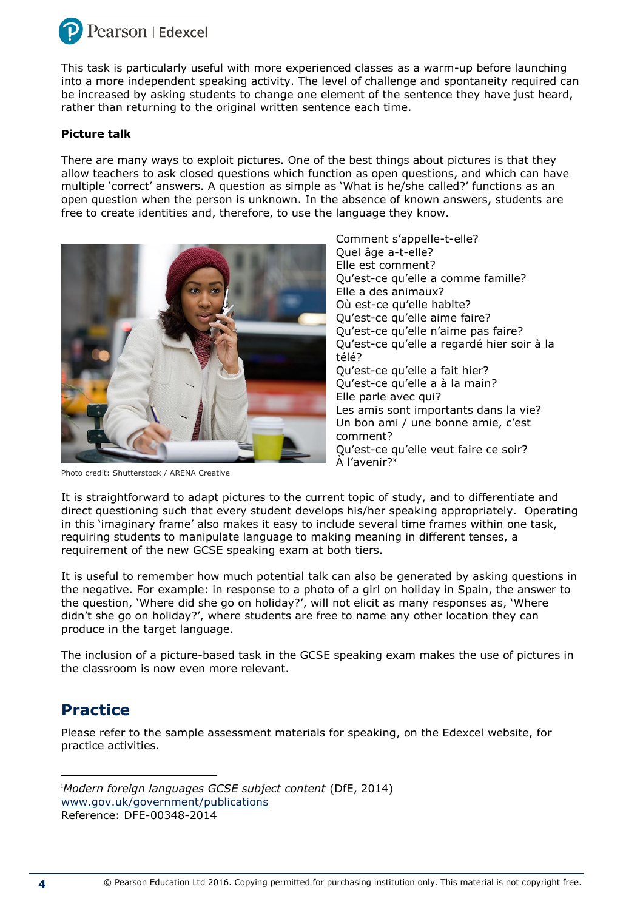This task is particularly useful with more experienced classes as a warm-up before launching into a more independent speaking activity. The level of challenge and spontaneity required can be increased by asking students to change one element of the sentence they have just heard, rather than returning to the original written sentence each time.

**Picture talk**

There are many ways to exploit pictures. One of the best things about pictures is that they allow teachers to ask closed questions which function as open questions, and which can have multiple 'correct' answers. A question as simple as 'What is he/she called?' functions as an open question when the person is unknown. In the absence of known answers, students are free to create identities and, therefore, to use the language they know.

Photo credit: Shutterstock / ARENA Creative

Comment s'appelle-t-elle?
Quel âge a-t-elle?
Elle est comment?
Qu'est-ce qu'elle a comme famille?
Elle a des animaux?
Où est-ce qu'elle habite?
Qu'est-ce qu'elle aime faire?
Qu'est-ce qu'elle n'aime pas faire?
Qu'est-ce qu'elle a regardé hier soir à la télé?
Qu'est-ce qu'elle a fait hier?
Qu'est-ce qu'elle a à la main?
Elle parle avec qui?
Les amis sont importants dans la vie?
Un bon ami / une bonne amie, c'est comment?
Qu'est-ce qu'elle veut faire ce soir?
À l'avenir?[x]

It is straightforward to adapt pictures to the current topic of study, and to differentiate and direct questioning such that every student develops his/her speaking appropriately. Operating in this 'imaginary frame' also makes it easy to include several time frames within one task, requiring students to manipulate language to making meaning in different tenses, a requirement of the new GCSE speaking exam at both tiers.

It is useful to remember how much potential talk can also be generated by asking questions in the negative. For example: in response to a photo of a girl on holiday in Spain, the answer to the question, 'Where did she go on holiday?', will not elicit as many responses as, 'Where didn't she go on holiday?', where students are free to name any other location they can produce in the target language.

The inclusion of a picture-based task in the GCSE speaking exam makes the use of pictures in the classroom now even more relevant.

## Practice

Please refer to the sample assessment materials for speaking, on the Edexcel website, for practice activities.

---

[i] *Modern foreign languages GCSE subject content* (DfE, 2014)
www.gov.uk/government/publications
Reference: DFE-00348-2014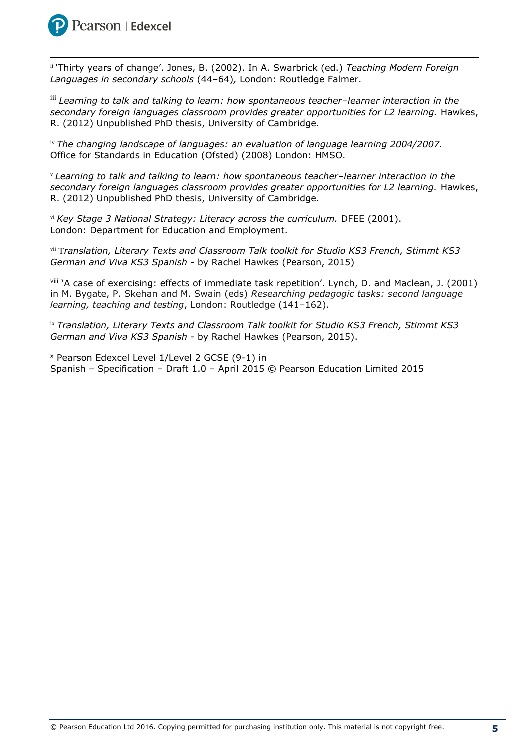[ii] 'Thirty years of change'. Jones, B. (2002). In A. Swarbrick (ed.) *Teaching Modern Foreign Languages in secondary schools* (44–64), London: Routledge Falmer.

[iii] *Learning to talk and talking to learn: how spontaneous teacher–learner interaction in the secondary foreign languages classroom provides greater opportunities for L2 learning.* Hawkes, R. (2012) Unpublished PhD thesis, University of Cambridge.

[iv] *The changing landscape of languages: an evaluation of language learning 2004/2007.* Office for Standards in Education (Ofsted) (2008) London: HMSO.

[v] *Learning to talk and talking to learn: how spontaneous teacher–learner interaction in the secondary foreign languages classroom provides greater opportunities for L2 learning.* Hawkes, R. (2012) Unpublished PhD thesis, University of Cambridge.

[vi] *Key Stage 3 National Strategy: Literacy across the curriculum.* DFEE (2001). London: Department for Education and Employment.

[vii] *Translation, Literary Texts and Classroom Talk toolkit for Studio KS3 French, Stimmt KS3 German and Viva KS3 Spanish* - by Rachel Hawkes (Pearson, 2015)

[viii] 'A case of exercising: effects of immediate task repetition'. Lynch, D. and Maclean, J. (2001) in M. Bygate, P. Skehan and M. Swain (eds) *Researching pedagogic tasks: second language learning, teaching and testing*, London: Routledge (141–162).

[ix] *Translation, Literary Texts and Classroom Talk toolkit for Studio KS3 French, Stimmt KS3 German and Viva KS3 Spanish* - by Rachel Hawkes (Pearson, 2015).

[x] Pearson Edexcel Level 1/Level 2 GCSE (9-1) in Spanish – Specification – Draft 1.0 – April 2015 © Pearson Education Limited 2015